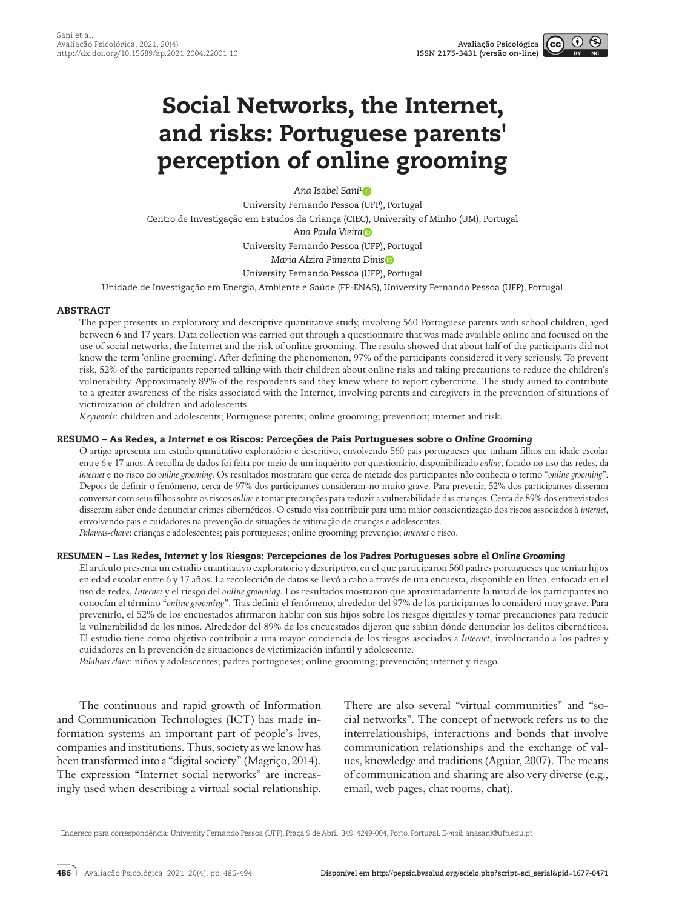# Social Networks, the Internet, and risks: Portuguese parents' perception of online grooming

*Ana Isabel Sani*[1]

University Fernando Pessoa (UFP), Portugal

Centro de Investigação em Estudos da Criança (CIEC), University of Minho (UM), Portugal

*Ana Paula Vieira*

University Fernando Pessoa (UFP), Portugal

*Maria Alzira Pimenta Dinis*

University Fernando Pessoa (UFP), Portugal

Unidade de Investigação em Energia, Ambiente e Saúde (FP-ENAS), University Fernando Pessoa (UFP), Portugal

## ABSTRACT

The paper presents an exploratory and descriptive quantitative study, involving 560 Portuguese parents with school children, aged between 6 and 17 years. Data collection was carried out through a questionnaire that was made available online and focused on the use of social networks, the Internet and the risk of online grooming. The results showed that about half of the participants did not know the term 'online grooming'. After defining the phenomenon, 97% of the participants considered it very seriously. To prevent risk, 52% of the participants reported talking with their children about online risks and taking precautions to reduce the children's vulnerability. Approximately 89% of the respondents said they knew where to report cybercrime. The study aimed to contribute to a greater awareness of the risks associated with the Internet, involving parents and caregivers in the prevention of situations of victimization of children and adolescents.

*Keywords*: children and adolescents; Portuguese parents; online grooming; prevention; internet and risk.

## RESUMO – As Redes, a *Internet* e os Riscos: Perceções de Pais Portugueses sobre o *Online Grooming*

O artigo apresenta um estudo quantitativo exploratório e descritivo, envolvendo 560 pais portugueses que tinham filhos em idade escolar entre 6 e 17 anos. A recolha de dados foi feita por meio de um inquérito por questionário, disponibilizado *online*, focado no uso das redes, da *internet* e no risco do *online grooming*. Os resultados mostraram que cerca de metade dos participantes não conhecia o termo "*online grooming*". Depois de definir o fenómeno, cerca de 97% dos participantes consideram-no muito grave. Para prevenir, 52% dos participantes disseram conversar com seus filhos sobre os riscos *online* e tomar precauções para reduzir a vulnerabilidade das crianças. Cerca de 89% dos entrevistados disseram saber onde denunciar crimes cibernéticos. O estudo visa contribuir para uma maior conscientização dos riscos associados à *internet*, envolvendo pais e cuidadores na prevenção de situações de vitimação de crianças e adolescentes.

*Palavras-chave*: crianças e adolescentes; pais portugueses; online grooming; prevenção; *internet* e risco.

## RESUMEN – Las Redes, *Internet* y los Riesgos: Percepciones de los Padres Portugueses sobre el *Online Grooming*

El artículo presenta un estudio cuantitativo exploratorio y descriptivo, en el que participaron 560 padres portugueses que tenían hijos en edad escolar entre 6 y 17 años. La recolección de datos se llevó a cabo a través de una encuesta, disponible en línea, enfocada en el uso de redes, *Internet* y el riesgo del *online grooming*. Los resultados mostraron que aproximadamente la mitad de los participantes no conocían el término "*online grooming*". Tras definir el fenómeno, alrededor del 97% de los participantes lo consideró muy grave. Para prevenirlo, el 52% de los encuestados afirmaron hablar con sus hijos sobre los riesgos digitales y tomar precauciones para reducir la vulnerabilidad de los niños. Alrededor del 89% de los encuestados dijeron que sabían dónde denunciar los delitos cibernéticos. El estudio tiene como objetivo contribuir a una mayor conciencia de los riesgos asociados a *Internet*, involucrando a los padres y cuidadores en la prevención de situaciones de victimización infantil y adolescente.

*Palabras clave*: niños y adolescentes; padres portugueses; online grooming; prevención; internet y riesgo.

The continuous and rapid growth of Information and Communication Technologies (ICT) has made information systems an important part of people's lives, companies and institutions. Thus, society as we know has been transformed into a "digital society" (Magriço, 2014). The expression "Internet social networks" are increasingly used when describing a virtual social relationship. There are also several "virtual communities" and "social networks". The concept of network refers us to the interrelationships, interactions and bonds that involve communication relationships and the exchange of values, knowledge and traditions (Aguiar, 2007). The means of communication and sharing are also very diverse (e.g., email, web pages, chat rooms, chat).

[1] Endereço para correspondência: University Fernando Pessoa (UFP), Praça 9 de Abril, 349, 4249-004, Porto, Portugal. *E-mail:* anasani@ufp.edu.pt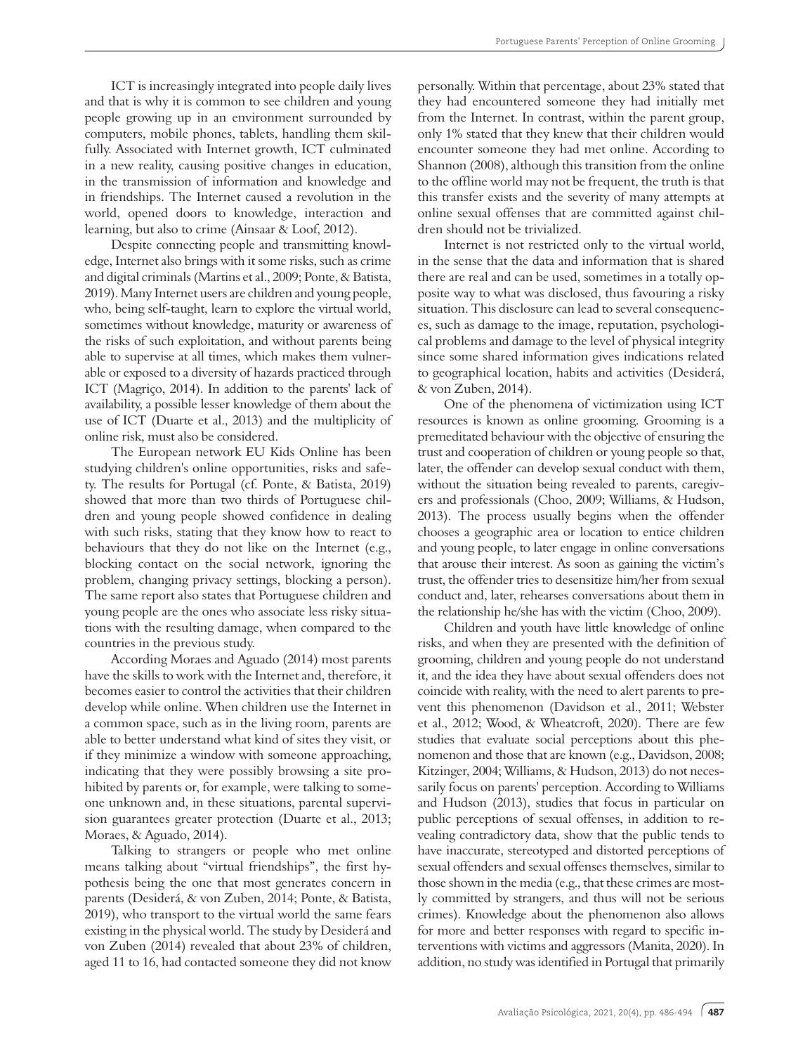ICT is increasingly integrated into people daily lives and that is why it is common to see children and young people growing up in an environment surrounded by computers, mobile phones, tablets, handling them skillfully. Associated with Internet growth, ICT culminated in a new reality, causing positive changes in education, in the transmission of information and knowledge and in friendships. The Internet caused a revolution in the world, opened doors to knowledge, interaction and learning, but also to crime (Ainsaar & Loof, 2012).

Despite connecting people and transmitting knowledge, Internet also brings with it some risks, such as crime and digital criminals (Martins et al., 2009; Ponte, & Batista, 2019). Many Internet users are children and young people, who, being self-taught, learn to explore the virtual world, sometimes without knowledge, maturity or awareness of the risks of such exploitation, and without parents being able to supervise at all times, which makes them vulnerable or exposed to a diversity of hazards practiced through ICT (Magriço, 2014). In addition to the parents' lack of availability, a possible lesser knowledge of them about the use of ICT (Duarte et al., 2013) and the multiplicity of online risk, must also be considered.

The European network EU Kids Online has been studying children's online opportunities, risks and safety. The results for Portugal (cf. Ponte, & Batista, 2019) showed that more than two thirds of Portuguese children and young people showed confidence in dealing with such risks, stating that they know how to react to behaviours that they do not like on the Internet (e.g., blocking contact on the social network, ignoring the problem, changing privacy settings, blocking a person). The same report also states that Portuguese children and young people are the ones who associate less risky situations with the resulting damage, when compared to the countries in the previous study.

According Moraes and Aguado (2014) most parents have the skills to work with the Internet and, therefore, it becomes easier to control the activities that their children develop while online. When children use the Internet in a common space, such as in the living room, parents are able to better understand what kind of sites they visit, or if they minimize a window with someone approaching, indicating that they were possibly browsing a site prohibited by parents or, for example, were talking to someone unknown and, in these situations, parental supervision guarantees greater protection (Duarte et al., 2013; Moraes, & Aguado, 2014).

Talking to strangers or people who met online means talking about "virtual friendships", the first hypothesis being the one that most generates concern in parents (Desiderá, & von Zuben, 2014; Ponte, & Batista, 2019), who transport to the virtual world the same fears existing in the physical world. The study by Desiderá and von Zuben (2014) revealed that about 23% of children, aged 11 to 16, had contacted someone they did not know personally. Within that percentage, about 23% stated that they had encountered someone they had initially met from the Internet. In contrast, within the parent group, only 1% stated that they knew that their children would encounter someone they had met online. According to Shannon (2008), although this transition from the online to the offline world may not be frequent, the truth is that this transfer exists and the severity of many attempts at online sexual offenses that are committed against children should not be trivialized.

Internet is not restricted only to the virtual world, in the sense that the data and information that is shared there are real and can be used, sometimes in a totally opposite way to what was disclosed, thus favouring a risky situation. This disclosure can lead to several consequences, such as damage to the image, reputation, psychological problems and damage to the level of physical integrity since some shared information gives indications related to geographical location, habits and activities (Desiderá, & von Zuben, 2014).

One of the phenomena of victimization using ICT resources is known as online grooming. Grooming is a premeditated behaviour with the objective of ensuring the trust and cooperation of children or young people so that, later, the offender can develop sexual conduct with them, without the situation being revealed to parents, caregivers and professionals (Choo, 2009; Williams, & Hudson, 2013). The process usually begins when the offender chooses a geographic area or location to entice children and young people, to later engage in online conversations that arouse their interest. As soon as gaining the victim's trust, the offender tries to desensitize him/her from sexual conduct and, later, rehearses conversations about them in the relationship he/she has with the victim (Choo, 2009).

Children and youth have little knowledge of online risks, and when they are presented with the definition of grooming, children and young people do not understand it, and the idea they have about sexual offenders does not coincide with reality, with the need to alert parents to prevent this phenomenon (Davidson et al., 2011; Webster et al., 2012; Wood, & Wheatcroft, 2020). There are few studies that evaluate social perceptions about this phenomenon and those that are known (e.g., Davidson, 2008; Kitzinger, 2004; Williams, & Hudson, 2013) do not necessarily focus on parents' perception. According to Williams and Hudson (2013), studies that focus in particular on public perceptions of sexual offenses, in addition to revealing contradictory data, show that the public tends to have inaccurate, stereotyped and distorted perceptions of sexual offenders and sexual offenses themselves, similar to those shown in the media (e.g., that these crimes are mostly committed by strangers, and thus will not be serious crimes). Knowledge about the phenomenon also allows for more and better responses with regard to specific interventions with victims and aggressors (Manita, 2020). In addition, no study was identified in Portugal that primarily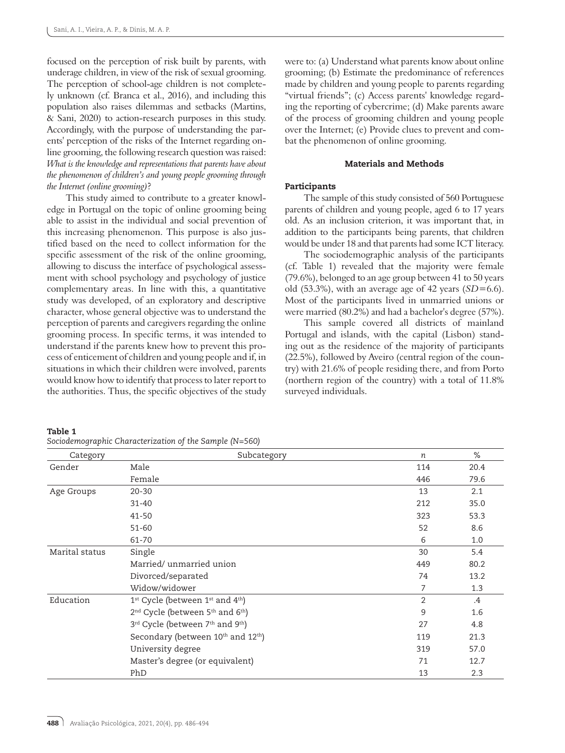focused on the perception of risk built by parents, with underage children, in view of the risk of sexual grooming. The perception of school-age children is not completely unknown (cf. Branca et al., 2016), and including this population also raises dilemmas and setbacks (Martins, & Sani, 2020) to action-research purposes in this study. Accordingly, with the purpose of understanding the parents' perception of the risks of the Internet regarding online grooming, the following research question was raised: *What is the knowledge and representations that parents have about the phenomenon of children's and young people grooming through the Internet (online grooming)?*

This study aimed to contribute to a greater knowledge in Portugal on the topic of online grooming being able to assist in the individual and social prevention of this increasing phenomenon. This purpose is also justified based on the need to collect information for the specific assessment of the risk of the online grooming, allowing to discuss the interface of psychological assessment with school psychology and psychology of justice complementary areas. In line with this, a quantitative study was developed, of an exploratory and descriptive character, whose general objective was to understand the perception of parents and caregivers regarding the online grooming process. In specific terms, it was intended to understand if the parents knew how to prevent this process of enticement of children and young people and if, in situations in which their children were involved, parents would know how to identify that process to later report to the authorities. Thus, the specific objectives of the study were to: (a) Understand what parents know about online grooming; (b) Estimate the predominance of references made by children and young people to parents regarding "virtual friends"; (c) Access parents' knowledge regarding the reporting of cybercrime; (d) Make parents aware of the process of grooming children and young people over the Internet; (e) Provide clues to prevent and combat the phenomenon of online grooming.

## Materials and Methods

### Participants

The sample of this study consisted of 560 Portuguese parents of children and young people, aged 6 to 17 years old. As an inclusion criterion, it was important that, in addition to the participants being parents, that children would be under 18 and that parents had some ICT literacy.

The sociodemographic analysis of the participants (cf. Table 1) revealed that the majority were female (79.6%), belonged to an age group between 41 to 50 years old (53.3%), with an average age of 42 years ($SD$=6.6). Most of the participants lived in unmarried unions or were married (80.2%) and had a bachelor's degree (57%).

This sample covered all districts of mainland Portugal and islands, with the capital (Lisbon) standing out as the residence of the majority of participants (22.5%), followed by Aveiro (central region of the country) with 21.6% of people residing there, and from Porto (northern region of the country) with a total of 11.8% surveyed individuals.

**Table 1**
*Sociodemographic Characterization of the Sample (N=560)*

| Category | Subcategory | *n* | % |
|---|---|---|---|
| Gender | Male | 114 | 20.4 |
| | Female | 446 | 79.6 |
| Age Groups | 20-30 | 13 | 2.1 |
| | 31-40 | 212 | 35.0 |
| | 41-50 | 323 | 53.3 |
| | 51-60 | 52 | 8.6 |
| | 61-70 | 6 | 1.0 |
| Marital status | Single | 30 | 5.4 |
| | Married/ unmarried union | 449 | 80.2 |
| | Divorced/separated | 74 | 13.2 |
| | Widow/widower | 7 | 1.3 |
| Education | 1st Cycle (between 1st and 4th) | 2 | .4 |
| | 2nd Cycle (between 5th and 6th) | 9 | 1.6 |
| | 3rd Cycle (between 7th and 9th) | 27 | 4.8 |
| | Secondary (between 10th and 12th) | 119 | 21.3 |
| | University degree | 319 | 57.0 |
| | Master's degree (or equivalent) | 71 | 12.7 |
| | PhD | 13 | 2.3 |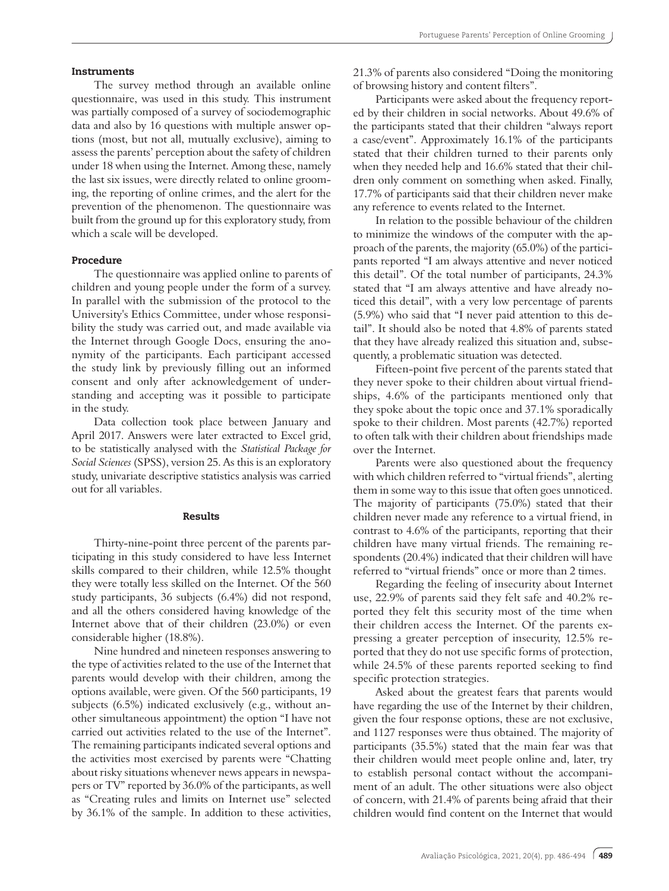#### Instruments

The survey method through an available online questionnaire, was used in this study. This instrument was partially composed of a survey of sociodemographic data and also by 16 questions with multiple answer options (most, but not all, mutually exclusive), aiming to assess the parents' perception about the safety of children under 18 when using the Internet. Among these, namely the last six issues, were directly related to online grooming, the reporting of online crimes, and the alert for the prevention of the phenomenon. The questionnaire was built from the ground up for this exploratory study, from which a scale will be developed.

#### Procedure

The questionnaire was applied online to parents of children and young people under the form of a survey. In parallel with the submission of the protocol to the University's Ethics Committee, under whose responsibility the study was carried out, and made available via the Internet through Google Docs, ensuring the anonymity of the participants. Each participant accessed the study link by previously filling out an informed consent and only after acknowledgement of understanding and accepting was it possible to participate in the study.

Data collection took place between January and April 2017. Answers were later extracted to Excel grid, to be statistically analysed with the *Statistical Package for Social Sciences* (SPSS), version 25. As this is an exploratory study, univariate descriptive statistics analysis was carried out for all variables.

### Results

Thirty-nine-point three percent of the parents participating in this study considered to have less Internet skills compared to their children, while 12.5% thought they were totally less skilled on the Internet. Of the 560 study participants, 36 subjects (6.4%) did not respond, and all the others considered having knowledge of the Internet above that of their children (23.0%) or even considerable higher (18.8%).

Nine hundred and nineteen responses answering to the type of activities related to the use of the Internet that parents would develop with their children, among the options available, were given. Of the 560 participants, 19 subjects (6.5%) indicated exclusively (e.g., without another simultaneous appointment) the option "I have not carried out activities related to the use of the Internet". The remaining participants indicated several options and the activities most exercised by parents were "Chatting about risky situations whenever news appears in newspapers or TV" reported by 36.0% of the participants, as well as "Creating rules and limits on Internet use" selected by 36.1% of the sample. In addition to these activities, 21.3% of parents also considered "Doing the monitoring of browsing history and content filters".

Participants were asked about the frequency reported by their children in social networks. About 49.6% of the participants stated that their children "always report a case/event". Approximately 16.1% of the participants stated that their children turned to their parents only when they needed help and 16.6% stated that their children only comment on something when asked. Finally, 17.7% of participants said that their children never make any reference to events related to the Internet.

In relation to the possible behaviour of the children to minimize the windows of the computer with the approach of the parents, the majority (65.0%) of the participants reported "I am always attentive and never noticed this detail". Of the total number of participants, 24.3% stated that "I am always attentive and have already noticed this detail", with a very low percentage of parents (5.9%) who said that "I never paid attention to this detail". It should also be noted that 4.8% of parents stated that they have already realized this situation and, subsequently, a problematic situation was detected.

Fifteen-point five percent of the parents stated that they never spoke to their children about virtual friendships, 4.6% of the participants mentioned only that they spoke about the topic once and 37.1% sporadically spoke to their children. Most parents (42.7%) reported to often talk with their children about friendships made over the Internet.

Parents were also questioned about the frequency with which children referred to "virtual friends", alerting them in some way to this issue that often goes unnoticed. The majority of participants (75.0%) stated that their children never made any reference to a virtual friend, in contrast to 4.6% of the participants, reporting that their children have many virtual friends. The remaining respondents (20.4%) indicated that their children will have referred to "virtual friends" once or more than 2 times.

Regarding the feeling of insecurity about Internet use, 22.9% of parents said they felt safe and 40.2% reported they felt this security most of the time when their children access the Internet. Of the parents expressing a greater perception of insecurity, 12.5% reported that they do not use specific forms of protection, while 24.5% of these parents reported seeking to find specific protection strategies.

Asked about the greatest fears that parents would have regarding the use of the Internet by their children, given the four response options, these are not exclusive, and 1127 responses were thus obtained. The majority of participants (35.5%) stated that the main fear was that their children would meet people online and, later, try to establish personal contact without the accompaniment of an adult. The other situations were also object of concern, with 21.4% of parents being afraid that their children would find content on the Internet that would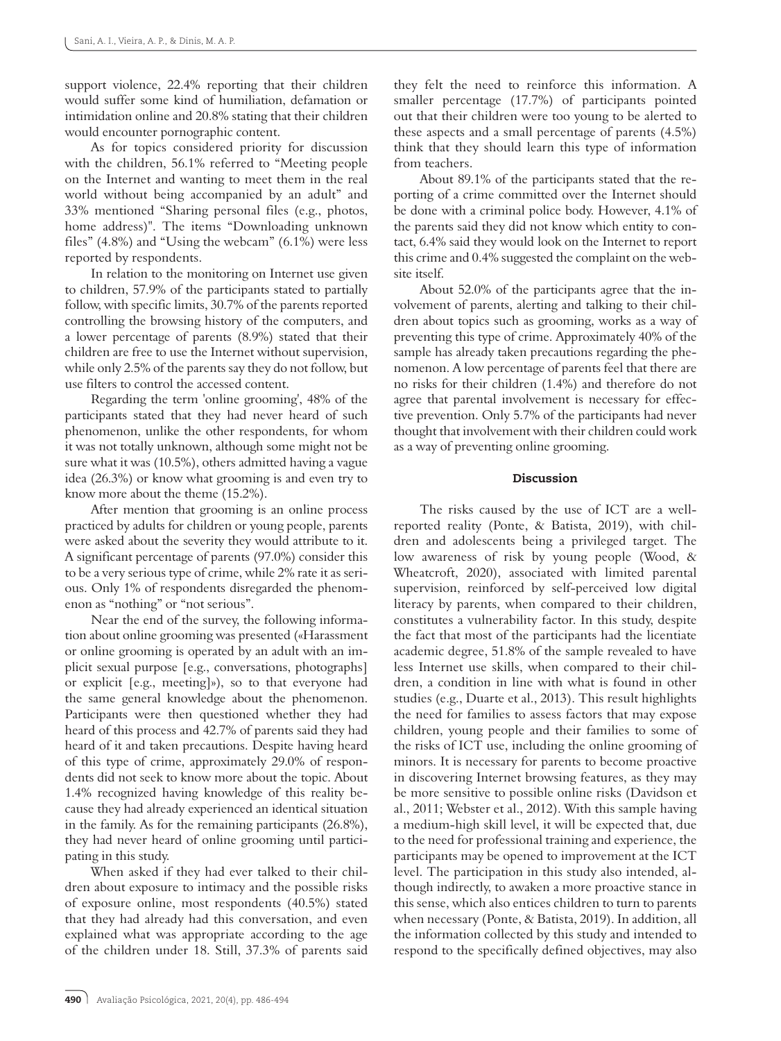support violence, 22.4% reporting that their children would suffer some kind of humiliation, defamation or intimidation online and 20.8% stating that their children would encounter pornographic content.

As for topics considered priority for discussion with the children, 56.1% referred to "Meeting people on the Internet and wanting to meet them in the real world without being accompanied by an adult" and 33% mentioned "Sharing personal files (e.g., photos, home address)". The items "Downloading unknown files" (4.8%) and "Using the webcam" (6.1%) were less reported by respondents.

In relation to the monitoring on Internet use given to children, 57.9% of the participants stated to partially follow, with specific limits, 30.7% of the parents reported controlling the browsing history of the computers, and a lower percentage of parents (8.9%) stated that their children are free to use the Internet without supervision, while only 2.5% of the parents say they do not follow, but use filters to control the accessed content.

Regarding the term 'online grooming', 48% of the participants stated that they had never heard of such phenomenon, unlike the other respondents, for whom it was not totally unknown, although some might not be sure what it was (10.5%), others admitted having a vague idea (26.3%) or know what grooming is and even try to know more about the theme (15.2%).

After mention that grooming is an online process practiced by adults for children or young people, parents were asked about the severity they would attribute to it. A significant percentage of parents (97.0%) consider this to be a very serious type of crime, while 2% rate it as serious. Only 1% of respondents disregarded the phenomenon as "nothing" or "not serious".

Near the end of the survey, the following information about online grooming was presented («Harassment or online grooming is operated by an adult with an implicit sexual purpose [e.g., conversations, photographs] or explicit [e.g., meeting]»), so to that everyone had the same general knowledge about the phenomenon. Participants were then questioned whether they had heard of this process and 42.7% of parents said they had heard of it and taken precautions. Despite having heard of this type of crime, approximately 29.0% of respondents did not seek to know more about the topic. About 1.4% recognized having knowledge of this reality because they had already experienced an identical situation in the family. As for the remaining participants (26.8%), they had never heard of online grooming until participating in this study.

When asked if they had ever talked to their children about exposure to intimacy and the possible risks of exposure online, most respondents (40.5%) stated that they had already had this conversation, and even explained what was appropriate according to the age of the children under 18. Still, 37.3% of parents said they felt the need to reinforce this information. A smaller percentage (17.7%) of participants pointed out that their children were too young to be alerted to these aspects and a small percentage of parents (4.5%) think that they should learn this type of information from teachers.

About 89.1% of the participants stated that the reporting of a crime committed over the Internet should be done with a criminal police body. However, 4.1% of the parents said they did not know which entity to contact, 6.4% said they would look on the Internet to report this crime and 0.4% suggested the complaint on the website itself.

About 52.0% of the participants agree that the involvement of parents, alerting and talking to their children about topics such as grooming, works as a way of preventing this type of crime. Approximately 40% of the sample has already taken precautions regarding the phenomenon. A low percentage of parents feel that there are no risks for their children (1.4%) and therefore do not agree that parental involvement is necessary for effective prevention. Only 5.7% of the participants had never thought that involvement with their children could work as a way of preventing online grooming.

## Discussion

The risks caused by the use of ICT are a well-reported reality (Ponte, & Batista, 2019), with children and adolescents being a privileged target. The low awareness of risk by young people (Wood, & Wheatcroft, 2020), associated with limited parental supervision, reinforced by self-perceived low digital literacy by parents, when compared to their children, constitutes a vulnerability factor. In this study, despite the fact that most of the participants had the licentiate academic degree, 51.8% of the sample revealed to have less Internet use skills, when compared to their children, a condition in line with what is found in other studies (e.g., Duarte et al., 2013). This result highlights the need for families to assess factors that may expose children, young people and their families to some of the risks of ICT use, including the online grooming of minors. It is necessary for parents to become proactive in discovering Internet browsing features, as they may be more sensitive to possible online risks (Davidson et al., 2011; Webster et al., 2012). With this sample having a medium-high skill level, it will be expected that, due to the need for professional training and experience, the participants may be opened to improvement at the ICT level. The participation in this study also intended, although indirectly, to awaken a more proactive stance in this sense, which also entices children to turn to parents when necessary (Ponte, & Batista, 2019). In addition, all the information collected by this study and intended to respond to the specifically defined objectives, may also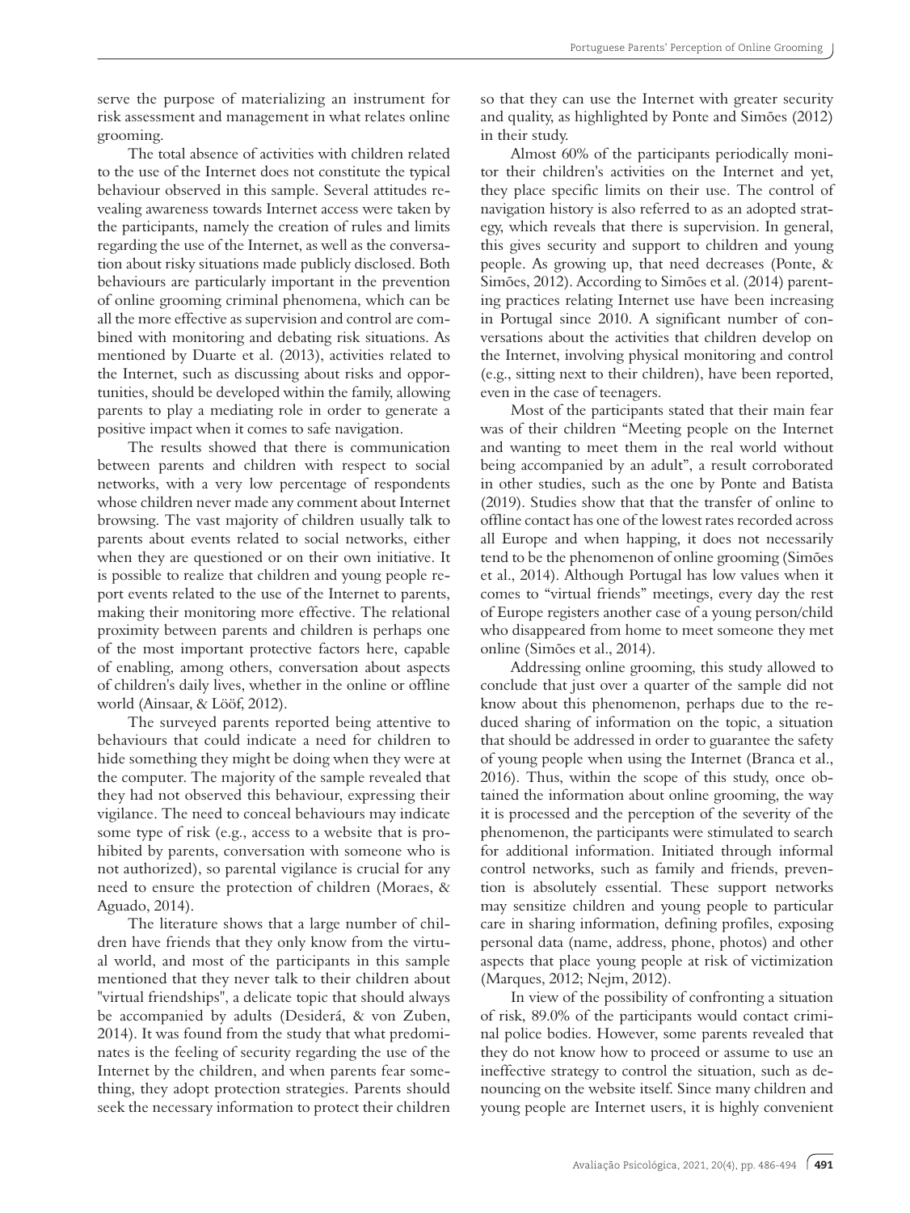serve the purpose of materializing an instrument for risk assessment and management in what relates online grooming.

The total absence of activities with children related to the use of the Internet does not constitute the typical behaviour observed in this sample. Several attitudes revealing awareness towards Internet access were taken by the participants, namely the creation of rules and limits regarding the use of the Internet, as well as the conversation about risky situations made publicly disclosed. Both behaviours are particularly important in the prevention of online grooming criminal phenomena, which can be all the more effective as supervision and control are combined with monitoring and debating risk situations. As mentioned by Duarte et al. (2013), activities related to the Internet, such as discussing about risks and opportunities, should be developed within the family, allowing parents to play a mediating role in order to generate a positive impact when it comes to safe navigation.

The results showed that there is communication between parents and children with respect to social networks, with a very low percentage of respondents whose children never made any comment about Internet browsing. The vast majority of children usually talk to parents about events related to social networks, either when they are questioned or on their own initiative. It is possible to realize that children and young people report events related to the use of the Internet to parents, making their monitoring more effective. The relational proximity between parents and children is perhaps one of the most important protective factors here, capable of enabling, among others, conversation about aspects of children's daily lives, whether in the online or offline world (Ainsaar, & Lööf, 2012).

The surveyed parents reported being attentive to behaviours that could indicate a need for children to hide something they might be doing when they were at the computer. The majority of the sample revealed that they had not observed this behaviour, expressing their vigilance. The need to conceal behaviours may indicate some type of risk (e.g., access to a website that is prohibited by parents, conversation with someone who is not authorized), so parental vigilance is crucial for any need to ensure the protection of children (Moraes, & Aguado, 2014).

The literature shows that a large number of children have friends that they only know from the virtual world, and most of the participants in this sample mentioned that they never talk to their children about "virtual friendships", a delicate topic that should always be accompanied by adults (Desiderá, & von Zuben, 2014). It was found from the study that what predominates is the feeling of security regarding the use of the Internet by the children, and when parents fear something, they adopt protection strategies. Parents should seek the necessary information to protect their children so that they can use the Internet with greater security and quality, as highlighted by Ponte and Simões (2012) in their study.

Almost 60% of the participants periodically monitor their children's activities on the Internet and yet, they place specific limits on their use. The control of navigation history is also referred to as an adopted strategy, which reveals that there is supervision. In general, this gives security and support to children and young people. As growing up, that need decreases (Ponte, & Simões, 2012). According to Simões et al. (2014) parenting practices relating Internet use have been increasing in Portugal since 2010. A significant number of conversations about the activities that children develop on the Internet, involving physical monitoring and control (e.g., sitting next to their children), have been reported, even in the case of teenagers.

Most of the participants stated that their main fear was of their children "Meeting people on the Internet and wanting to meet them in the real world without being accompanied by an adult", a result corroborated in other studies, such as the one by Ponte and Batista (2019). Studies show that that the transfer of online to offline contact has one of the lowest rates recorded across all Europe and when happing, it does not necessarily tend to be the phenomenon of online grooming (Simões et al., 2014). Although Portugal has low values when it comes to "virtual friends" meetings, every day the rest of Europe registers another case of a young person/child who disappeared from home to meet someone they met online (Simões et al., 2014).

Addressing online grooming, this study allowed to conclude that just over a quarter of the sample did not know about this phenomenon, perhaps due to the reduced sharing of information on the topic, a situation that should be addressed in order to guarantee the safety of young people when using the Internet (Branca et al., 2016). Thus, within the scope of this study, once obtained the information about online grooming, the way it is processed and the perception of the severity of the phenomenon, the participants were stimulated to search for additional information. Initiated through informal control networks, such as family and friends, prevention is absolutely essential. These support networks may sensitize children and young people to particular care in sharing information, defining profiles, exposing personal data (name, address, phone, photos) and other aspects that place young people at risk of victimization (Marques, 2012; Nejm, 2012).

In view of the possibility of confronting a situation of risk, 89.0% of the participants would contact criminal police bodies. However, some parents revealed that they do not know how to proceed or assume to use an ineffective strategy to control the situation, such as denouncing on the website itself. Since many children and young people are Internet users, it is highly convenient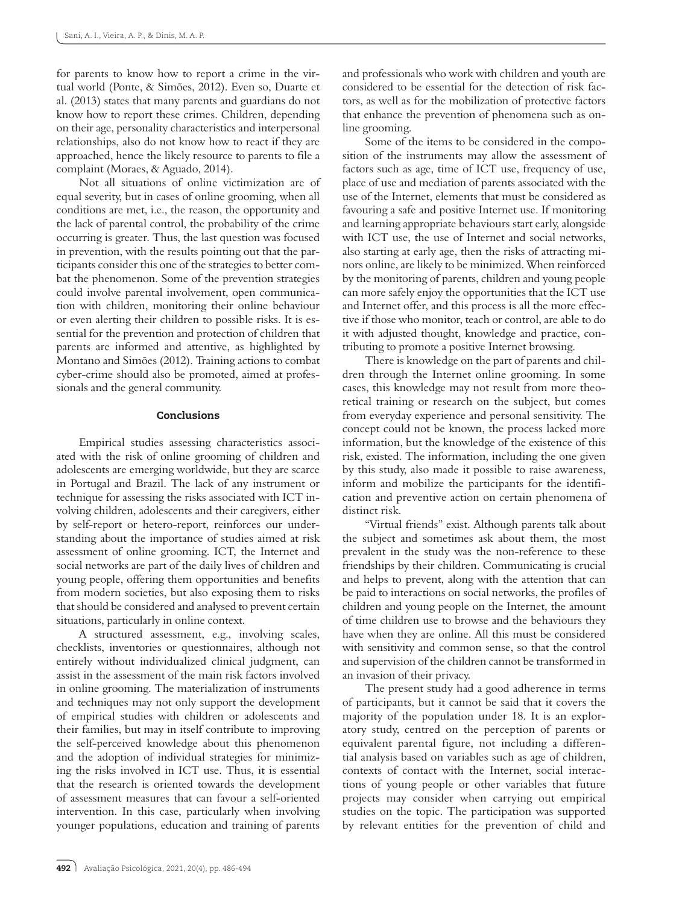for parents to know how to report a crime in the virtual world (Ponte, & Simões, 2012). Even so, Duarte et al. (2013) states that many parents and guardians do not know how to report these crimes. Children, depending on their age, personality characteristics and interpersonal relationships, also do not know how to react if they are approached, hence the likely resource to parents to file a complaint (Moraes, & Aguado, 2014).

Not all situations of online victimization are of equal severity, but in cases of online grooming, when all conditions are met, i.e., the reason, the opportunity and the lack of parental control, the probability of the crime occurring is greater. Thus, the last question was focused in prevention, with the results pointing out that the participants consider this one of the strategies to better combat the phenomenon. Some of the prevention strategies could involve parental involvement, open communication with children, monitoring their online behaviour or even alerting their children to possible risks. It is essential for the prevention and protection of children that parents are informed and attentive, as highlighted by Montano and Simões (2012). Training actions to combat cyber-crime should also be promoted, aimed at professionals and the general community.

## Conclusions

Empirical studies assessing characteristics associated with the risk of online grooming of children and adolescents are emerging worldwide, but they are scarce in Portugal and Brazil. The lack of any instrument or technique for assessing the risks associated with ICT involving children, adolescents and their caregivers, either by self-report or hetero-report, reinforces our understanding about the importance of studies aimed at risk assessment of online grooming. ICT, the Internet and social networks are part of the daily lives of children and young people, offering them opportunities and benefits from modern societies, but also exposing them to risks that should be considered and analysed to prevent certain situations, particularly in online context.

A structured assessment, e.g., involving scales, checklists, inventories or questionnaires, although not entirely without individualized clinical judgment, can assist in the assessment of the main risk factors involved in online grooming. The materialization of instruments and techniques may not only support the development of empirical studies with children or adolescents and their families, but may in itself contribute to improving the self-perceived knowledge about this phenomenon and the adoption of individual strategies for minimizing the risks involved in ICT use. Thus, it is essential that the research is oriented towards the development of assessment measures that can favour a self-oriented intervention. In this case, particularly when involving younger populations, education and training of parents and professionals who work with children and youth are considered to be essential for the detection of risk factors, as well as for the mobilization of protective factors that enhance the prevention of phenomena such as online grooming.

Some of the items to be considered in the composition of the instruments may allow the assessment of factors such as age, time of ICT use, frequency of use, place of use and mediation of parents associated with the use of the Internet, elements that must be considered as favouring a safe and positive Internet use. If monitoring and learning appropriate behaviours start early, alongside with ICT use, the use of Internet and social networks, also starting at early age, then the risks of attracting minors online, are likely to be minimized. When reinforced by the monitoring of parents, children and young people can more safely enjoy the opportunities that the ICT use and Internet offer, and this process is all the more effective if those who monitor, teach or control, are able to do it with adjusted thought, knowledge and practice, contributing to promote a positive Internet browsing.

There is knowledge on the part of parents and children through the Internet online grooming. In some cases, this knowledge may not result from more theoretical training or research on the subject, but comes from everyday experience and personal sensitivity. The concept could not be known, the process lacked more information, but the knowledge of the existence of this risk, existed. The information, including the one given by this study, also made it possible to raise awareness, inform and mobilize the participants for the identification and preventive action on certain phenomena of distinct risk.

"Virtual friends" exist. Although parents talk about the subject and sometimes ask about them, the most prevalent in the study was the non-reference to these friendships by their children. Communicating is crucial and helps to prevent, along with the attention that can be paid to interactions on social networks, the profiles of children and young people on the Internet, the amount of time children use to browse and the behaviours they have when they are online. All this must be considered with sensitivity and common sense, so that the control and supervision of the children cannot be transformed in an invasion of their privacy.

The present study had a good adherence in terms of participants, but it cannot be said that it covers the majority of the population under 18. It is an exploratory study, centred on the perception of parents or equivalent parental figure, not including a differential analysis based on variables such as age of children, contexts of contact with the Internet, social interactions of young people or other variables that future projects may consider when carrying out empirical studies on the topic. The participation was supported by relevant entities for the prevention of child and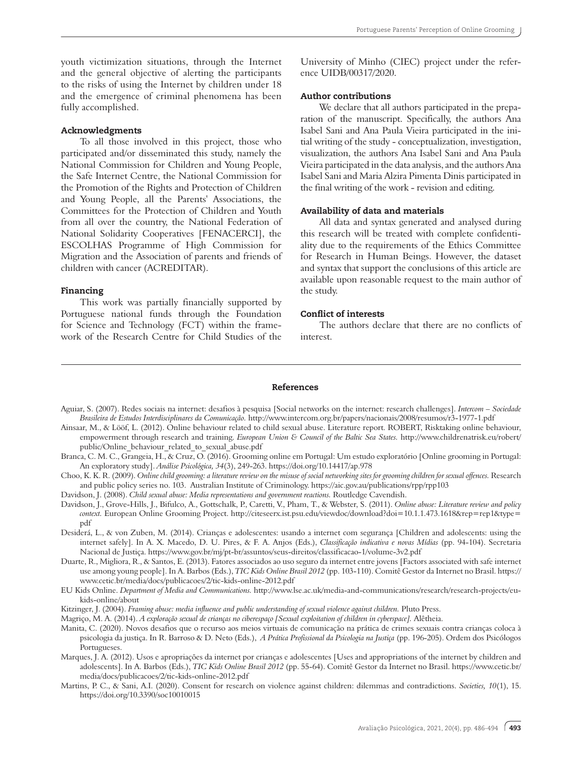youth victimization situations, through the Internet and the general objective of alerting the participants to the risks of using the Internet by children under 18 and the emergence of criminal phenomena has been fully accomplished.

### Acknowledgments

To all those involved in this project, those who participated and/or disseminated this study, namely the National Commission for Children and Young People, the Safe Internet Centre, the National Commission for the Promotion of the Rights and Protection of Children and Young People, all the Parents' Associations, the Committees for the Protection of Children and Youth from all over the country, the National Federation of National Solidarity Cooperatives [FENACERCI], the ESCOLHAS Programme of High Commission for Migration and the Association of parents and friends of children with cancer (ACREDITAR).

### Financing

This work was partially financially supported by Portuguese national funds through the Foundation for Science and Technology (FCT) within the framework of the Research Centre for Child Studies of the University of Minho (CIEC) project under the reference UIDB/00317/2020.

### Author contributions

We declare that all authors participated in the preparation of the manuscript. Specifically, the authors Ana Isabel Sani and Ana Paula Vieira participated in the initial writing of the study - conceptualization, investigation, visualization, the authors Ana Isabel Sani and Ana Paula Vieira participated in the data analysis, and the authors Ana Isabel Sani and Maria Alzira Pimenta Dinis participated in the final writing of the work - revision and editing.

### Availability of data and materials

All data and syntax generated and analysed during this research will be treated with complete confidentiality due to the requirements of the Ethics Committee for Research in Human Beings. However, the dataset and syntax that support the conclusions of this article are available upon reasonable request to the main author of the study.

### Conflict of interests

The authors declare that there are no conflicts of interest.

## References

Aguiar, S. (2007). Redes sociais na internet: desafios à pesquisa [Social networks on the internet: research challenges]. *Intercom – Sociedade Brasileira de Estudos Interdisciplinares da Comunicação.* http://www.intercom.org.br/papers/nacionais/2008/resumos/r3-1977-1.pdf

Ainsaar, M., & Lööf, L. (2012). Online behaviour related to child sexual abuse. Literature report. ROBERT, Risktaking online behaviour, empowerment through research and training. *European Union & Council of the Baltic Sea States.* http://www.childrenatrisk.eu/robert/public/Online_behaviour_related_to_sexual_abuse.pdf

Branca, C. M. C., Grangeia, H., & Cruz, O. (2016). Grooming online em Portugal: Um estudo exploratório [Online grooming in Portugal: An exploratory study]. *Análise Psicológica, 34*(3), 249-263. https://doi.org/10.14417/ap.978

Choo, K. K. R. (2009). *Online child grooming: a literature review on the misuse of social networking sites for grooming children for sexual offences.* Research and public policy series no. 103. Australian Institute of Criminology. https://aic.gov.au/publications/rpp/rpp103

Davidson, J. (2008). *Child sexual abuse: Media representations and government reactions.* Routledge Cavendish.

Davidson, J., Grove-Hills, J., Bifulco, A., Gottschalk, P., Caretti, V., Pham, T., & Webster, S. (2011). *Online abuse: Literature review and policy context.* European Online Grooming Project. http://citeseerx.ist.psu.edu/viewdoc/download?doi=10.1.1.473.1618&rep=rep1&type=pdf

Desiderá, L., & von Zuben, M. (2014). Crianças e adolescentes: usando a internet com segurança [Children and adolescents: using the internet safely]. In A. X. Macedo, D. U. Pires, & F. A. Anjos (Eds.), *Classificação indicativa e novas Mídias* (pp. 94-104). Secretaria Nacional de Justiça. https://www.gov.br/mj/pt-br/assuntos/seus-direitos/classificacao-1/volume-3v2.pdf

Duarte, R., Migliora, R., & Santos, E. (2013). Fatores associados ao uso seguro da internet entre jovens [Factors associated with safe internet use among young people]. In A. Barbos (Eds.), *TIC Kids Online Brasil 2012* (pp. 103-110). Comitê Gestor da Internet no Brasil. https://www.cetic.br/media/docs/publicacoes/2/tic-kids-online-2012.pdf

EU Kids Online. *Department of Media and Communications.* http://www.lse.ac.uk/media-and-communications/research/research-projects/eu-kids-online/about

Kitzinger, J. (2004). *Framing abuse: media influence and public understanding of sexual violence against children.* Pluto Press.

Magriço, M. A. (2014). *A exploração sexual de crianças no ciberespaço [Sexual exploitation of children in cyberspace].* Alêtheia.

Manita, C. (2020). Novos desafios que o recurso aos meios virtuais de comunicação na prática de crimes sexuais contra crianças coloca à psicologia da justiça. In R. Barroso & D. Neto (Eds.), *A Prática Profissional da Psicologia na Justiça* (pp. 196-205). Ordem dos Psicólogos Portugueses.

Marques, J. A. (2012). Usos e apropriações da internet por crianças e adolescentes [Uses and appropriations of the internet by children and adolescents]. In A. Barbos (Eds.), *TIC Kids Online Brasil 2012* (pp. 55-64). Comitê Gestor da Internet no Brasil. https://www.cetic.br/media/docs/publicacoes/2/tic-kids-online-2012.pdf

Martins, P. C., & Sani, A.I. (2020). Consent for research on violence against children: dilemmas and contradictions. *Societies, 10*(1), 15. https://doi.org/10.3390/soc10010015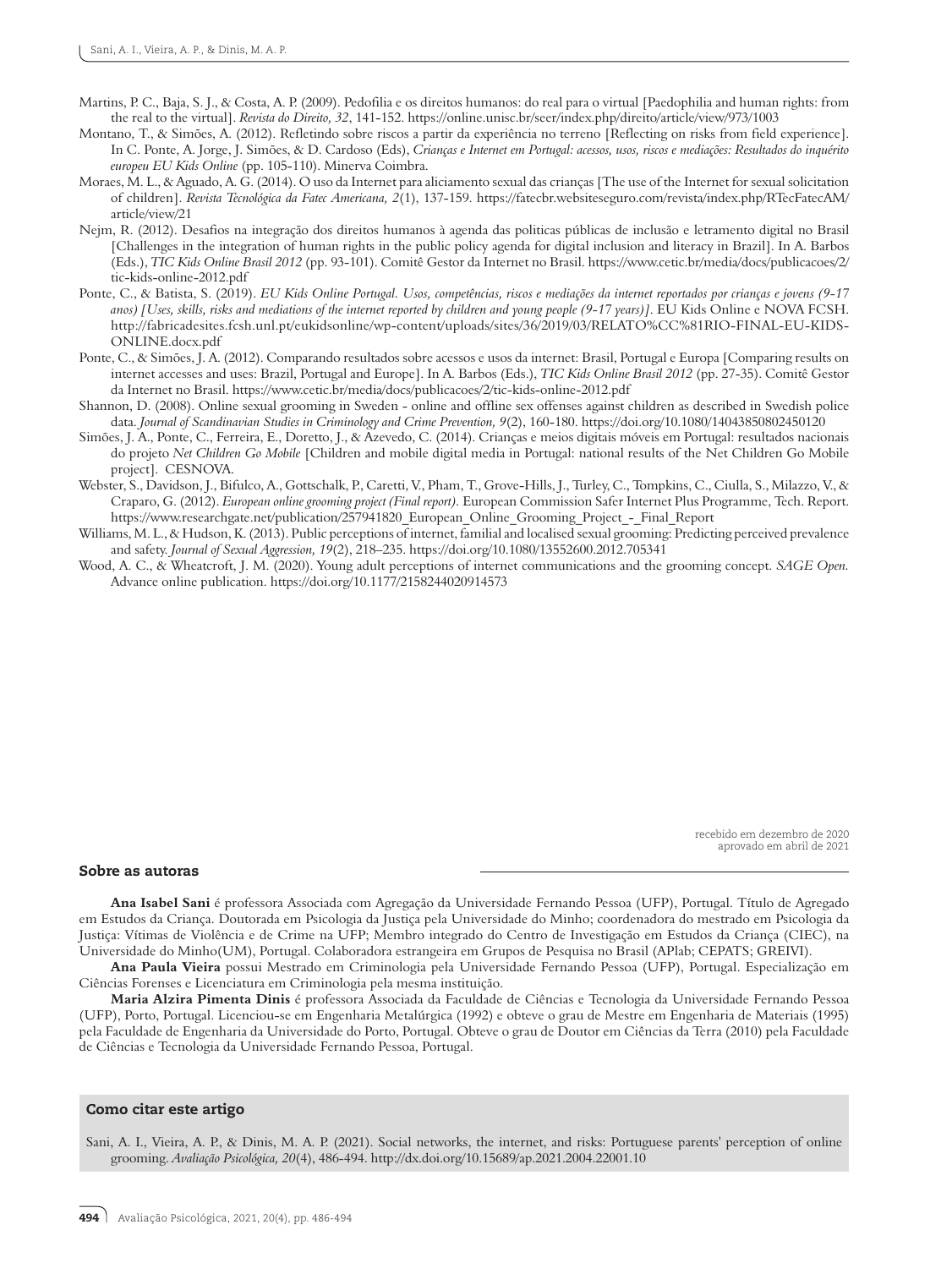Martins, P. C., Baja, S. J., & Costa, A. P. (2009). Pedofilia e os direitos humanos: do real para o virtual [Paedophilia and human rights: from the real to the virtual]. *Revista do Direito, 32*, 141-152. https://online.unisc.br/seer/index.php/direito/article/view/973/1003

Montano, T., & Simões, A. (2012). Refletindo sobre riscos a partir da experiência no terreno [Reflecting on risks from field experience]. In C. Ponte, A. Jorge, J. Simões, & D. Cardoso (Eds), *Crianças e Internet em Portugal: acessos, usos, riscos e mediações: Resultados do inquérito europeu EU Kids Online* (pp. 105-110). Minerva Coimbra.

Moraes, M. L., & Aguado, A. G. (2014). O uso da Internet para aliciamento sexual das crianças [The use of the Internet for sexual solicitation of children]. *Revista Tecnológica da Fatec Americana, 2*(1), 137-159. https://fatecbr.websiteseguro.com/revista/index.php/RTecFatecAM/article/view/21

Nejm, R. (2012). Desafios na integração dos direitos humanos à agenda das politicas públicas de inclusão e letramento digital no Brasil [Challenges in the integration of human rights in the public policy agenda for digital inclusion and literacy in Brazil]. In A. Barbos (Eds.), *TIC Kids Online Brasil 2012* (pp. 93-101). Comitê Gestor da Internet no Brasil. https://www.cetic.br/media/docs/publicacoes/2/tic-kids-online-2012.pdf

Ponte, C., & Batista, S. (2019). *EU Kids Online Portugal. Usos, competências, riscos e mediações da internet reportados por crianças e jovens (9-17 anos) [Uses, skills, risks and mediations of the internet reported by children and young people (9-17 years)]*. EU Kids Online e NOVA FCSH. http://fabricadesites.fcsh.unl.pt/eukidsonline/wp-content/uploads/sites/36/2019/03/RELATO%CC%81RIO-FINAL-EU-KIDS-ONLINE.docx.pdf

Ponte, C., & Simões, J. A. (2012). Comparando resultados sobre acessos e usos da internet: Brasil, Portugal e Europa [Comparing results on internet accesses and uses: Brazil, Portugal and Europe]. In A. Barbos (Eds.), *TIC Kids Online Brasil 2012* (pp. 27-35). Comitê Gestor da Internet no Brasil. https://www.cetic.br/media/docs/publicacoes/2/tic-kids-online-2012.pdf

Shannon, D. (2008). Online sexual grooming in Sweden - online and offline sex offenses against children as described in Swedish police data. *Journal of Scandinavian Studies in Criminology and Crime Prevention, 9*(2), 160-180. https://doi.org/10.1080/14043850802450120

Simões, J. A., Ponte, C., Ferreira, E., Doretto, J., & Azevedo, C. (2014). Crianças e meios digitais móveis em Portugal: resultados nacionais do projeto *Net Children Go Mobile* [Children and mobile digital media in Portugal: national results of the Net Children Go Mobile project]. CESNOVA.

Webster, S., Davidson, J., Bifulco, A., Gottschalk, P., Caretti, V., Pham, T., Grove-Hills, J., Turley, C., Tompkins, C., Ciulla, S., Milazzo, V., & Craparo, G. (2012). *European online grooming project (Final report)*. European Commission Safer Internet Plus Programme, Tech. Report. https://www.researchgate.net/publication/257941820_European_Online_Grooming_Project_-_Final_Report

Williams, M. L., & Hudson, K. (2013). Public perceptions of internet, familial and localised sexual grooming: Predicting perceived prevalence and safety. *Journal of Sexual Aggression, 19*(2), 218–235. https://doi.org/10.1080/13552600.2012.705341

Wood, A. C., & Wheatcroft, J. M. (2020). Young adult perceptions of internet communications and the grooming concept. *SAGE Open.* Advance online publication. https://doi.org/10.1177/2158244020914573

recebido em dezembro de 2020
aprovado em abril de 2021

## Sobre as autoras

**Ana Isabel Sani** é professora Associada com Agregação da Universidade Fernando Pessoa (UFP), Portugal. Título de Agregado em Estudos da Criança. Doutorada em Psicologia da Justiça pela Universidade do Minho; coordenadora do mestrado em Psicologia da Justiça: Vítimas de Violência e de Crime na UFP; Membro integrado do Centro de Investigação em Estudos da Criança (CIEC), na Universidade do Minho(UM), Portugal. Colaboradora estrangeira em Grupos de Pesquisa no Brasil (APlab; CEPATS; GREIVI).

**Ana Paula Vieira** possui Mestrado em Criminologia pela Universidade Fernando Pessoa (UFP), Portugal. Especialização em Ciências Forenses e Licenciatura em Criminologia pela mesma instituição.

**Maria Alzira Pimenta Dinis** é professora Associada da Faculdade de Ciências e Tecnologia da Universidade Fernando Pessoa (UFP), Porto, Portugal. Licenciou-se em Engenharia Metalúrgica (1992) e obteve o grau de Mestre em Engenharia de Materiais (1995) pela Faculdade de Engenharia da Universidade do Porto, Portugal. Obteve o grau de Doutor em Ciências da Terra (2010) pela Faculdade de Ciências e Tecnologia da Universidade Fernando Pessoa, Portugal.

## Como citar este artigo

Sani, A. I., Vieira, A. P., & Dinis, M. A. P. (2021). Social networks, the internet, and risks: Portuguese parents' perception of online grooming. *Avaliação Psicológica, 20*(4), 486-494. http://dx.doi.org/10.15689/ap.2021.2004.22001.10